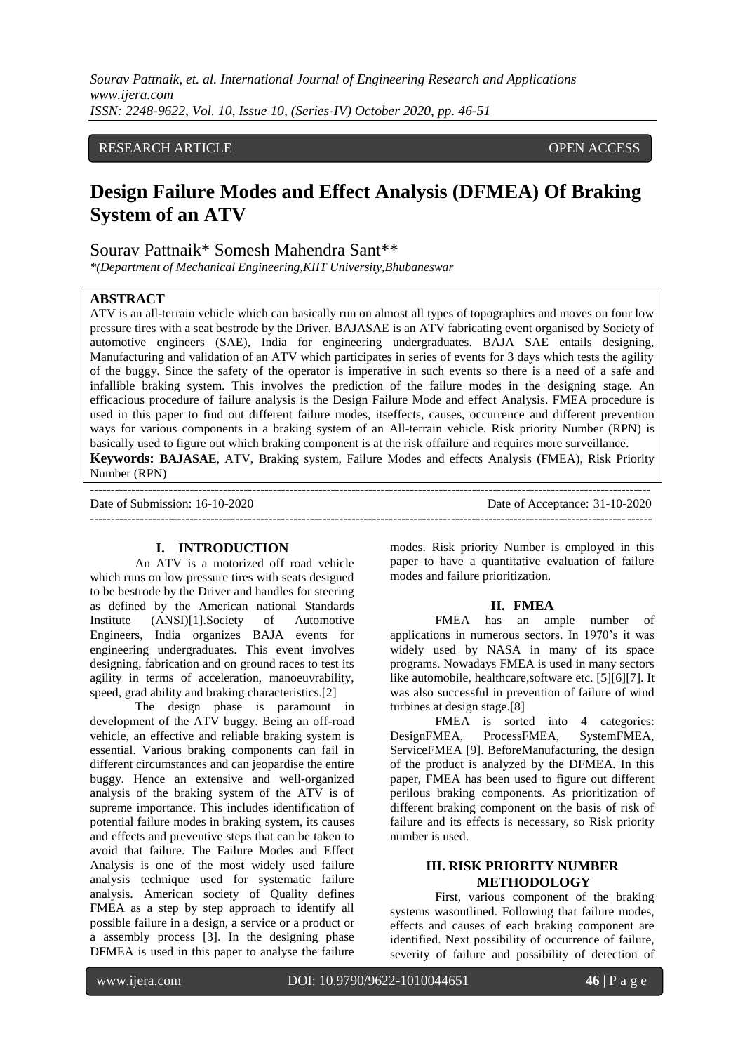RESEARCH ARTICLE OPEN ACCESS

# Design Failure Modes and Effect Analysis (DFMEA) Of Braking System of an ATV

Sourav Pattnaik* Somesh Mahendra Sant**

*(Department of Mechanical Engineering,KIIT University,Bhubaneswar

## ABSTRACT

ATV is an all-terrain vehicle which can basically run on almost all types of topographies and moves on four low pressure tires with a seat bestrode by the Driver. BAJASAE is an ATV fabricating event organised by Society of automotive engineers (SAE), India for engineering undergraduates. BAJA SAE entails designing, Manufacturing and validation of an ATV which participates in series of events for 3 days which tests the agility of the buggy. Since the safety of the operator is imperative in such events so there is a need of a safe and infallible braking system. This involves the prediction of the failure modes in the designing stage. An efficacious procedure of failure analysis is the Design Failure Mode and effect Analysis. FMEA procedure is used in this paper to find out different failure modes, itseffects, causes, occurrence and different prevention ways for various components in a braking system of an All-terrain vehicle. Risk priority Number (RPN) is basically used to figure out which braking component is at the risk offailure and requires more surveillance.

**Keywords: BAJASAE**, ATV, Braking system, Failure Modes and effects Analysis (FMEA), Risk Priority Number (RPN)

---

Date of Submission: 16-10-2020 Date of Acceptance: 31-10-2020

---

## I. INTRODUCTION

An ATV is a motorized off road vehicle which runs on low pressure tires with seats designed to be bestrode by the Driver and handles for steering as defined by the American national Standards Institute (ANSI)[1].Society of Automotive Engineers, India organizes BAJA events for engineering undergraduates. This event involves designing, fabrication and on ground races to test its agility in terms of acceleration, manoeuvrability, speed, grad ability and braking characteristics.[2]

The design phase is paramount in development of the ATV buggy. Being an off-road vehicle, an effective and reliable braking system is essential. Various braking components can fail in different circumstances and can jeopardise the entire buggy. Hence an extensive and well-organized analysis of the braking system of the ATV is of supreme importance. This includes identification of potential failure modes in braking system, its causes and effects and preventive steps that can be taken to avoid that failure. The Failure Modes and Effect Analysis is one of the most widely used failure analysis technique used for systematic failure analysis. American society of Quality defines FMEA as a step by step approach to identify all possible failure in a design, a service or a product or a assembly process [3]. In the designing phase DFMEA is used in this paper to analyse the failure modes. Risk priority Number is employed in this paper to have a quantitative evaluation of failure modes and failure prioritization.

## II. FMEA

FMEA has an ample number of applications in numerous sectors. In 1970's it was widely used by NASA in many of its space programs. Nowadays FMEA is used in many sectors like automobile, healthcare,software etc. [5][6][7]. It was also successful in prevention of failure of wind turbines at design stage.[8]

FMEA is sorted into 4 categories: DesignFMEA, ProcessFMEA, SystemFMEA, ServiceFMEA [9]. BeforeManufacturing, the design of the product is analyzed by the DFMEA. In this paper, FMEA has been used to figure out different perilous braking components. As prioritization of different braking component on the basis of risk of failure and its effects is necessary, so Risk priority number is used.

## III. RISK PRIORITY NUMBER METHODOLOGY

First, various component of the braking systems wasoutlined. Following that failure modes, effects and causes of each braking component are identified. Next possibility of occurrence of failure, severity of failure and possibility of detection of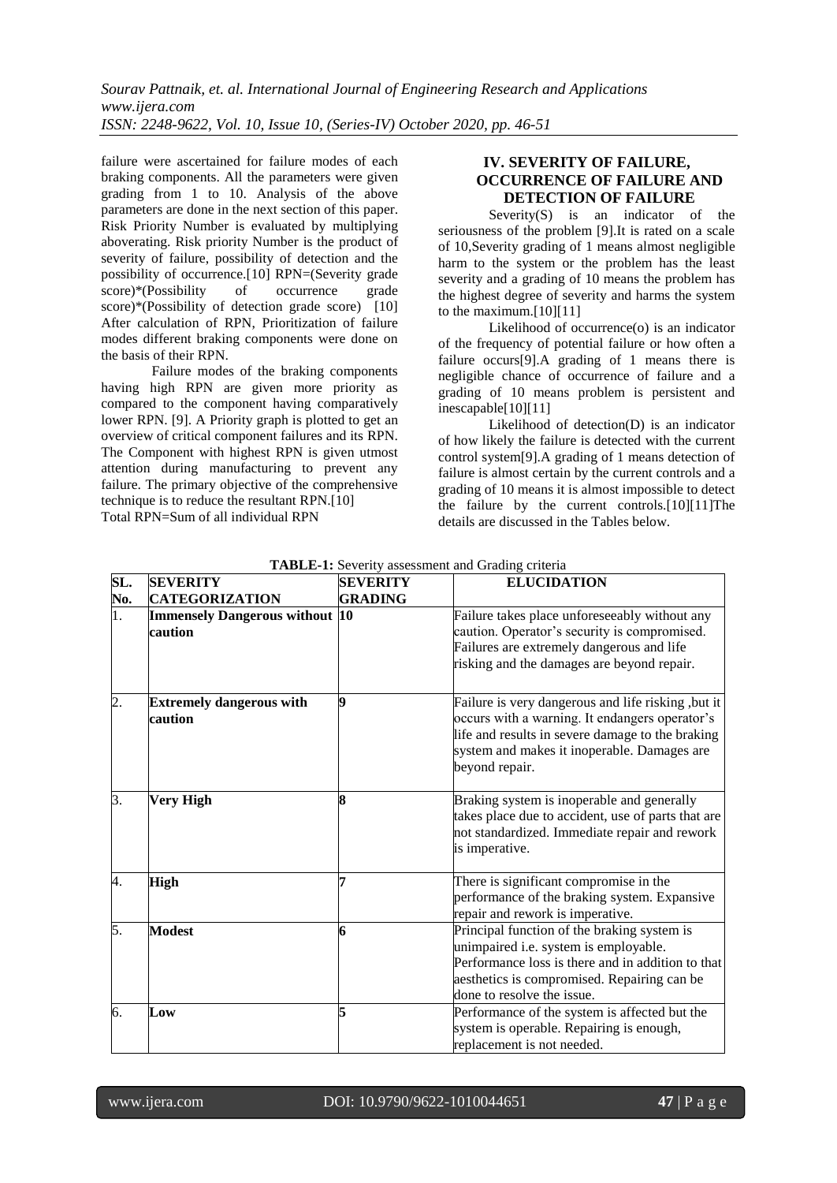failure were ascertained for failure modes of each braking components. All the parameters were given grading from 1 to 10. Analysis of the above parameters are done in the next section of this paper. Risk Priority Number is evaluated by multiplying aboverating. Risk priority Number is the product of severity of failure, possibility of detection and the possibility of occurrence.[10] RPN=(Severity grade score)*(Possibility of occurrence grade score)*(Possibility of detection grade score) [10] After calculation of RPN, Prioritization of failure modes different braking components were done on the basis of their RPN.

Failure modes of the braking components having high RPN are given more priority as compared to the component having comparatively lower RPN. [9]. A Priority graph is plotted to get an overview of critical component failures and its RPN. The Component with highest RPN is given utmost attention during manufacturing to prevent any failure. The primary objective of the comprehensive technique is to reduce the resultant RPN.[10]

Total RPN=Sum of all individual RPN

## IV. SEVERITY OF FAILURE, OCCURRENCE OF FAILURE AND DETECTION OF FAILURE

Severity(S) is an indicator of the seriousness of the problem [9].It is rated on a scale of 10,Severity grading of 1 means almost negligible harm to the system or the problem has the least severity and a grading of 10 means the problem has the highest degree of severity and harms the system to the maximum.[10][11]

Likelihood of occurrence(o) is an indicator of the frequency of potential failure or how often a failure occurs[9].A grading of 1 means there is negligible chance of occurrence of failure and a grading of 10 means problem is persistent and inescapable[10][11]

Likelihood of detection(D) is an indicator of how likely the failure is detected with the current control system[9].A grading of 1 means detection of failure is almost certain by the current controls and a grading of 10 means it is almost impossible to detect the failure by the current controls.[10][11]The details are discussed in the Tables below.

**TABLE-1:** Severity assessment and Grading criteria

| SL. No. | SEVERITY CATEGORIZATION | SEVERITY GRADING | ELUCIDATION |
|---|---|---|---|
| 1. | **Immensely Dangerous without caution** | **10** | Failure takes place unforeseeably without any caution. Operator's security is compromised. Failures are extremely dangerous and life risking and the damages are beyond repair. |
| 2. | **Extremely dangerous with caution** | **9** | Failure is very dangerous and life risking ,but it occurs with a warning. It endangers operator's life and results in severe damage to the braking system and makes it inoperable. Damages are beyond repair. |
| 3. | **Very High** | **8** | Braking system is inoperable and generally takes place due to accident, use of parts that are not standardized. Immediate repair and rework is imperative. |
| 4. | **High** | **7** | There is significant compromise in the performance of the braking system. Expansive repair and rework is imperative. |
| 5. | **Modest** | **6** | Principal function of the braking system is unimpaired i.e. system is employable. Performance loss is there and in addition to that aesthetics is compromised. Repairing can be done to resolve the issue. |
| 6. | **Low** | **5** | Performance of the system is affected but the system is operable. Repairing is enough, replacement is not needed. |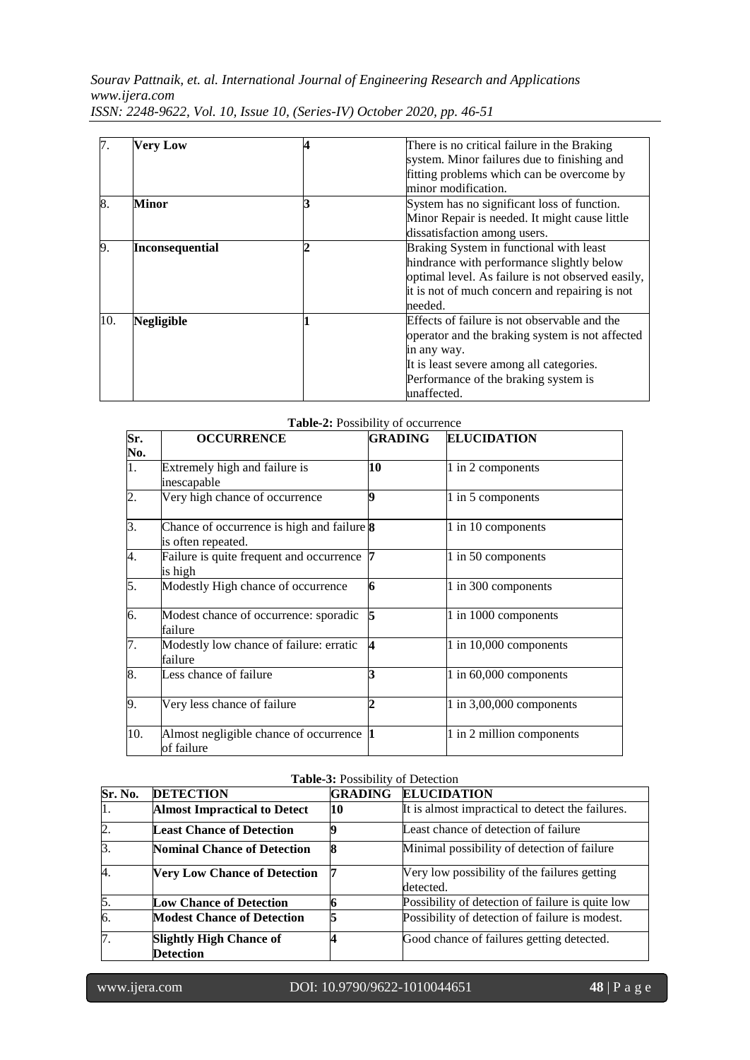| | | | |
|---|---|---|---|
| 7. | **Very Low** | **4** | There is no critical failure in the Braking system. Minor failures due to finishing and fitting problems which can be overcome by minor modification. |
| 8. | **Minor** | **3** | System has no significant loss of function. Minor Repair is needed. It might cause little dissatisfaction among users. |
| 9. | **Inconsequential** | **2** | Braking System in functional with least hindrance with performance slightly below optimal level. As failure is not observed easily, it is not of much concern and repairing is not needed. |
| 10. | **Negligible** | **1** | Effects of failure is not observable and the operator and the braking system is not affected in any way.<br>It is least severe among all categories.<br>Performance of the braking system is unaffected. |

**Table-2:** Possibility of occurrence

| Sr. No. | OCCURRENCE | GRADING | ELUCIDATION |
|---|---|---|---|
| 1. | Extremely high and failure is inescapable | **10** | 1 in 2 components |
| 2. | Very high chance of occurrence | **9** | 1 in 5 components |
| 3. | Chance of occurrence is high and failure is often repeated. | **8** | 1 in 10 components |
| 4. | Failure is quite frequent and occurrence is high | **7** | 1 in 50 components |
| 5. | Modestly High chance of occurrence | **6** | 1 in 300 components |
| 6. | Modest chance of occurrence: sporadic failure | **5** | 1 in 1000 components |
| 7. | Modestly low chance of failure: erratic failure | **4** | 1 in 10,000 components |
| 8. | Less chance of failure | **3** | 1 in 60,000 components |
| 9. | Very less chance of failure | **2** | 1 in 3,00,000 components |
| 10. | Almost negligible chance of occurrence of failure | **1** | 1 in 2 million components |

**Table-3:** Possibility of Detection

| Sr. No. | DETECTION | GRADING | ELUCIDATION |
|---|---|---|---|
| 1. | **Almost Impractical to Detect** | **10** | It is almost impractical to detect the failures. |
| 2. | **Least Chance of Detection** | **9** | Least chance of detection of failure |
| 3. | **Nominal Chance of Detection** | **8** | Minimal possibility of detection of failure |
| 4. | **Very Low Chance of Detection** | **7** | Very low possibility of the failures getting detected. |
| 5. | **Low Chance of Detection** | **6** | Possibility of detection of failure is quite low |
| 6. | **Modest Chance of Detection** | **5** | Possibility of detection of failure is modest. |
| 7. | **Slightly High Chance of Detection** | **4** | Good chance of failures getting detected. |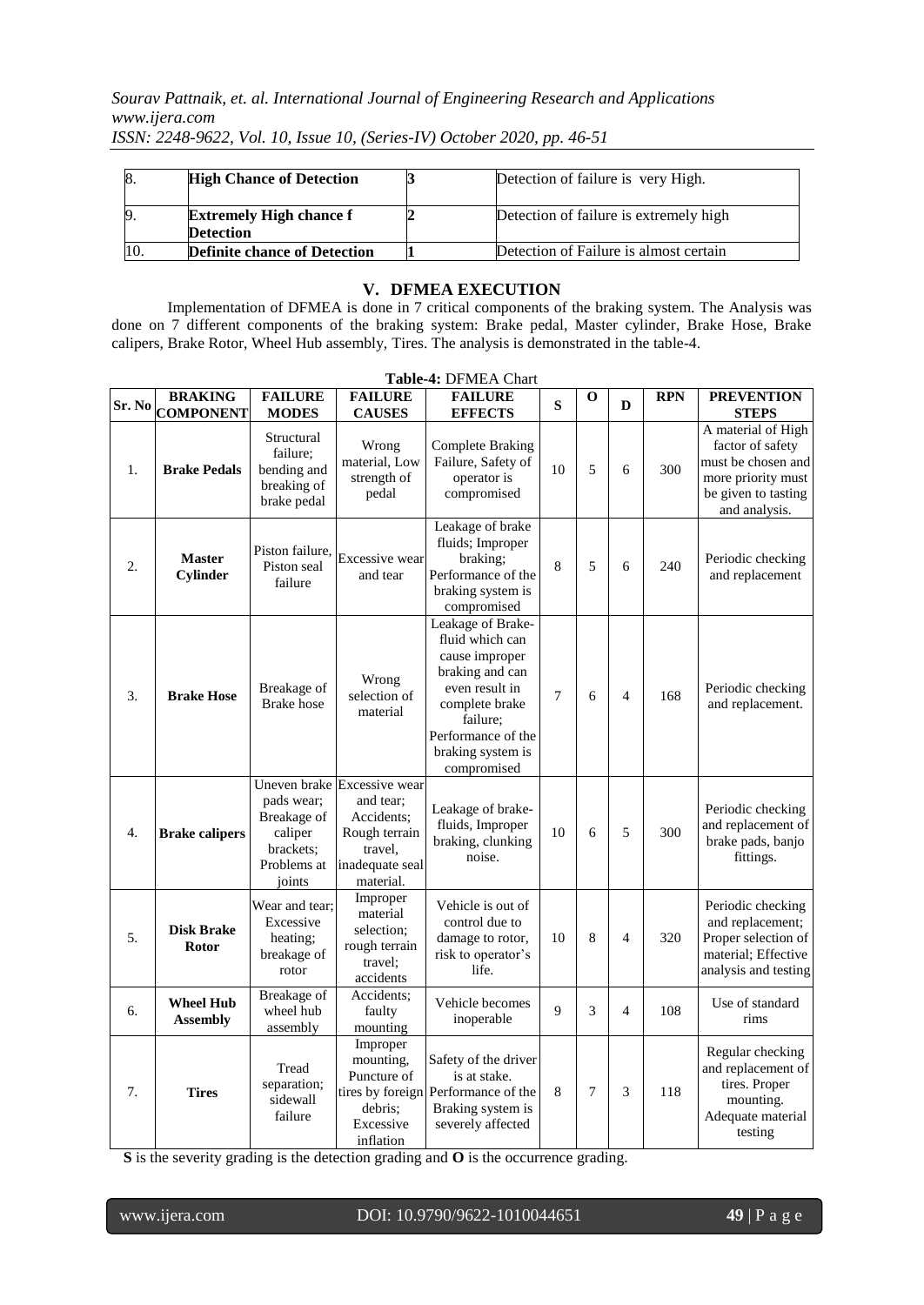| 8. | **High Chance of Detection** | **3** | Detection of failure is very High. |
|---|---|---|---|
| 9. | **Extremely High chance f Detection** | **2** | Detection of failure is extremely high |
| 10. | **Definite chance of Detection** | **1** | Detection of Failure is almost certain |

## V. DFMEA EXECUTION

Implementation of DFMEA is done in 7 critical components of the braking system. The Analysis was done on 7 different components of the braking system: Brake pedal, Master cylinder, Brake Hose, Brake calipers, Brake Rotor, Wheel Hub assembly, Tires. The analysis is demonstrated in the table-4.

**Table-4:** DFMEA Chart

| Sr. No | BRAKING COMPONENT | FAILURE MODES | FAILURE CAUSES | FAILURE EFFECTS | S | O | D | RPN | PREVENTION STEPS |
|---|---|---|---|---|---|---|---|---|---|
| 1. | **Brake Pedals** | Structural failure; bending and breaking of brake pedal | Wrong material, Low strength of pedal | Complete Braking Failure, Safety of operator is compromised | 10 | 5 | 6 | 300 | A material of High factor of safety must be chosen and more priority must be given to tasting and analysis. |
| 2. | **Master Cylinder** | Piston failure, Piston seal failure | Excessive wear and tear | Leakage of brake fluids; Improper braking; Performance of the braking system is compromised | 8 | 5 | 6 | 240 | Periodic checking and replacement |
| 3. | **Brake Hose** | Breakage of Brake hose | Wrong selection of material | Leakage of Brake-fluid which can cause improper braking and can even result in complete brake failure; Performance of the braking system is compromised | 7 | 6 | 4 | 168 | Periodic checking and replacement. |
| 4. | **Brake calipers** | Uneven brake pads wear; Breakage of caliper brackets; Problems at joints | Excessive wear and tear; Accidents; Rough terrain travel, inadequate seal material. | Leakage of brake-fluids, Improper braking, clunking noise. | 10 | 6 | 5 | 300 | Periodic checking and replacement of brake pads, banjo fittings. |
| 5. | **Disk Brake Rotor** | Wear and tear; Excessive heating; breakage of rotor | Improper material selection; rough terrain travel; accidents | Vehicle is out of control due to damage to rotor, risk to operator's life. | 10 | 8 | 4 | 320 | Periodic checking and replacement; Proper selection of material; Effective analysis and testing |
| 6. | **Wheel Hub Assembly** | Breakage of wheel hub assembly | Accidents; faulty mounting | Vehicle becomes inoperable | 9 | 3 | 4 | 108 | Use of standard rims |
| 7. | **Tires** | Tread separation; sidewall failure | Improper mounting, Puncture of tires by foreign debris; Excessive inflation | Safety of the driver is at stake. Performance of the Braking system is severely affected | 8 | 7 | 3 | 118 | Regular checking and replacement of tires. Proper mounting. Adequate material testing |

**S** is the severity grading is the detection grading and **O** is the occurrence grading.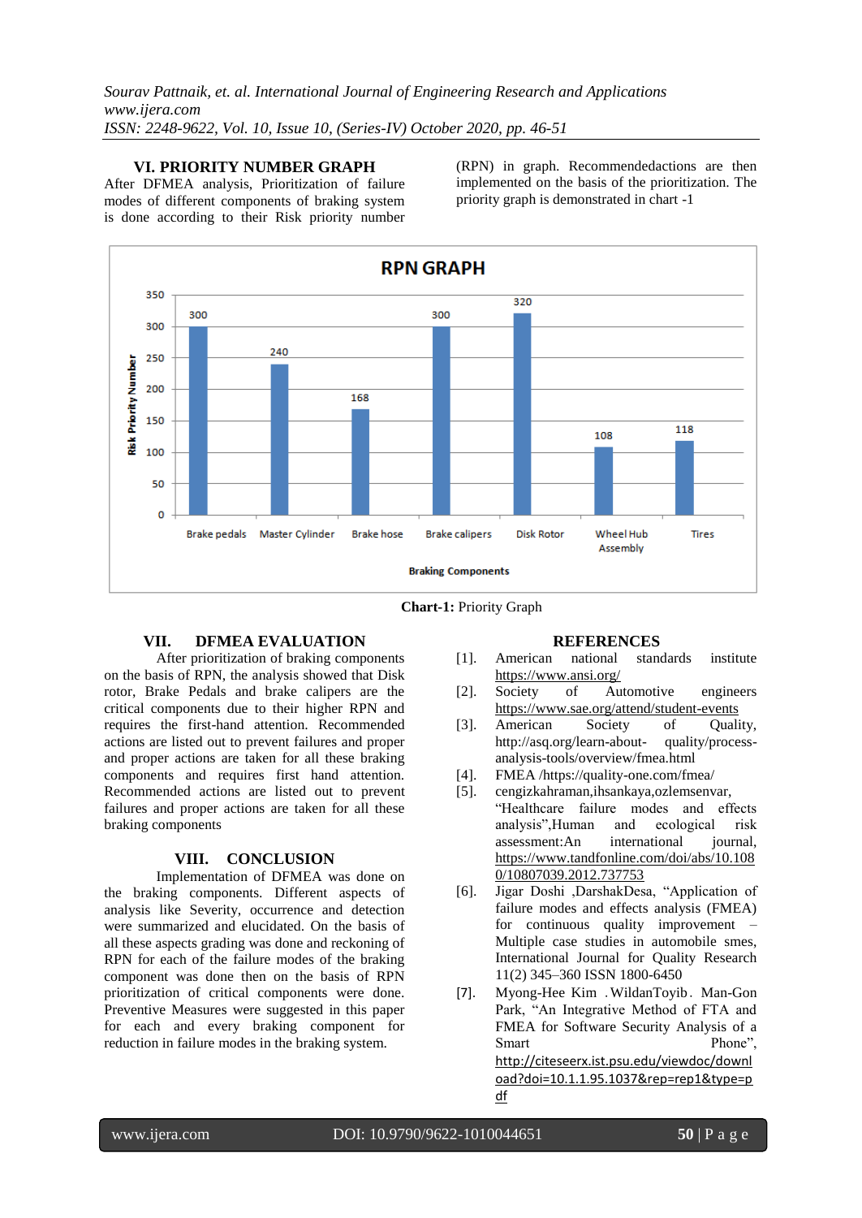## VI. PRIORITY NUMBER GRAPH

After DFMEA analysis, Prioritization of failure modes of different components of braking system is done according to their Risk priority number (RPN) in graph. Recommendedactions are then implemented on the basis of the prioritization. The priority graph is demonstrated in chart -1

RPN GRAPH

| Braking Components | Risk Priority Number |
|---|---|
| Brake pedals | 300 |
| Master Cylinder | 240 |
| Brake hose | 168 |
| Brake calipers | 300 |
| Disk Rotor | 320 |
| Wheel Hub Assembly | 108 |
| Tires | 118 |

**Chart-1:** Priority Graph

## VII. DFMEA EVALUATION

After prioritization of braking components on the basis of RPN, the analysis showed that Disk rotor, Brake Pedals and brake calipers are the critical components due to their higher RPN and requires the first-hand attention. Recommended actions are listed out to prevent failures and proper and proper actions are taken for all these braking components and requires first hand attention. Recommended actions are listed out to prevent failures and proper actions are taken for all these braking components

## VIII. CONCLUSION

Implementation of DFMEA was done on the braking components. Different aspects of analysis like Severity, occurrence and detection were summarized and elucidated. On the basis of all these aspects grading was done and reckoning of RPN for each of the failure modes of the braking component was done then on the basis of RPN prioritization of critical components were done. Preventive Measures were suggested in this paper for each and every braking component for reduction in failure modes in the braking system.

## REFERENCES

[1]. American national standards institute https://www.ansi.org/

[2]. Society of Automotive engineers https://www.sae.org/attend/student-events

[3]. American Society of Quality, http://asq.org/learn-about- quality/process-analysis-tools/overview/fmea.html

[4]. FMEA /https://quality-one.com/fmea/

[5]. cengizkahraman,ihsankaya,ozlemsenvar, "Healthcare failure modes and effects analysis",Human and ecological risk assessment:An international journal, https://www.tandfonline.com/doi/abs/10.1080/10807039.2012.737753

[6]. Jigar Doshi ,DarshakDesa, "Application of failure modes and effects analysis (FMEA) for continuous quality improvement – Multiple case studies in automobile smes, International Journal for Quality Research 11(2) 345–360 ISSN 1800-6450

[7]. Myong-Hee Kim . WildanToyib. Man-Gon Park, "An Integrative Method of FTA and FMEA for Software Security Analysis of a Smart Phone", http://citeseerx.ist.psu.edu/viewdoc/download?doi=10.1.1.95.1037&rep=rep1&type=pdf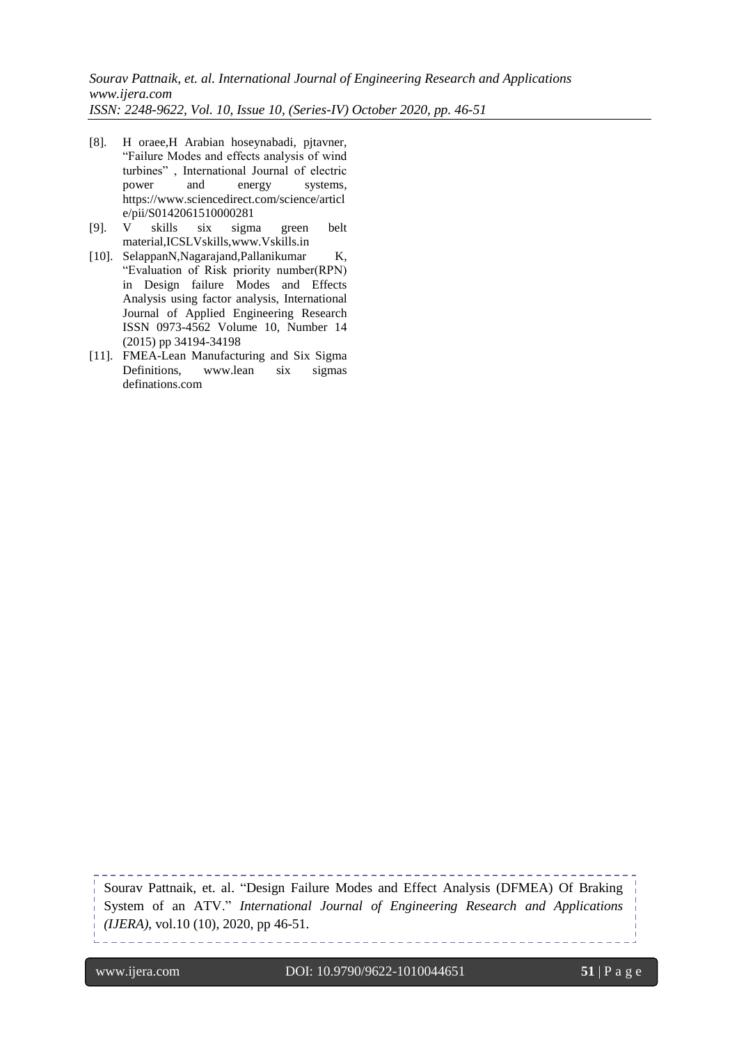[8]. H oraee,H Arabian hoseynabadi, pjtavner, "Failure Modes and effects analysis of wind turbines" , International Journal of electric power and energy systems, https://www.sciencedirect.com/science/article/pii/S0142061510000281

[9]. V skills six sigma green belt material,ICSLVskills,www.Vskills.in

[10]. SelappanN,Nagarajand,Pallanikumar K, "Evaluation of Risk priority number(RPN) in Design failure Modes and Effects Analysis using factor analysis, International Journal of Applied Engineering Research ISSN 0973-4562 Volume 10, Number 14 (2015) pp 34194-34198

[11]. FMEA-Lean Manufacturing and Six Sigma Definitions, www.lean six sigmas definations.com

Sourav Pattnaik, et. al. "Design Failure Modes and Effect Analysis (DFMEA) Of Braking System of an ATV." *International Journal of Engineering Research and Applications (IJERA)*, vol.10 (10), 2020, pp 46-51.